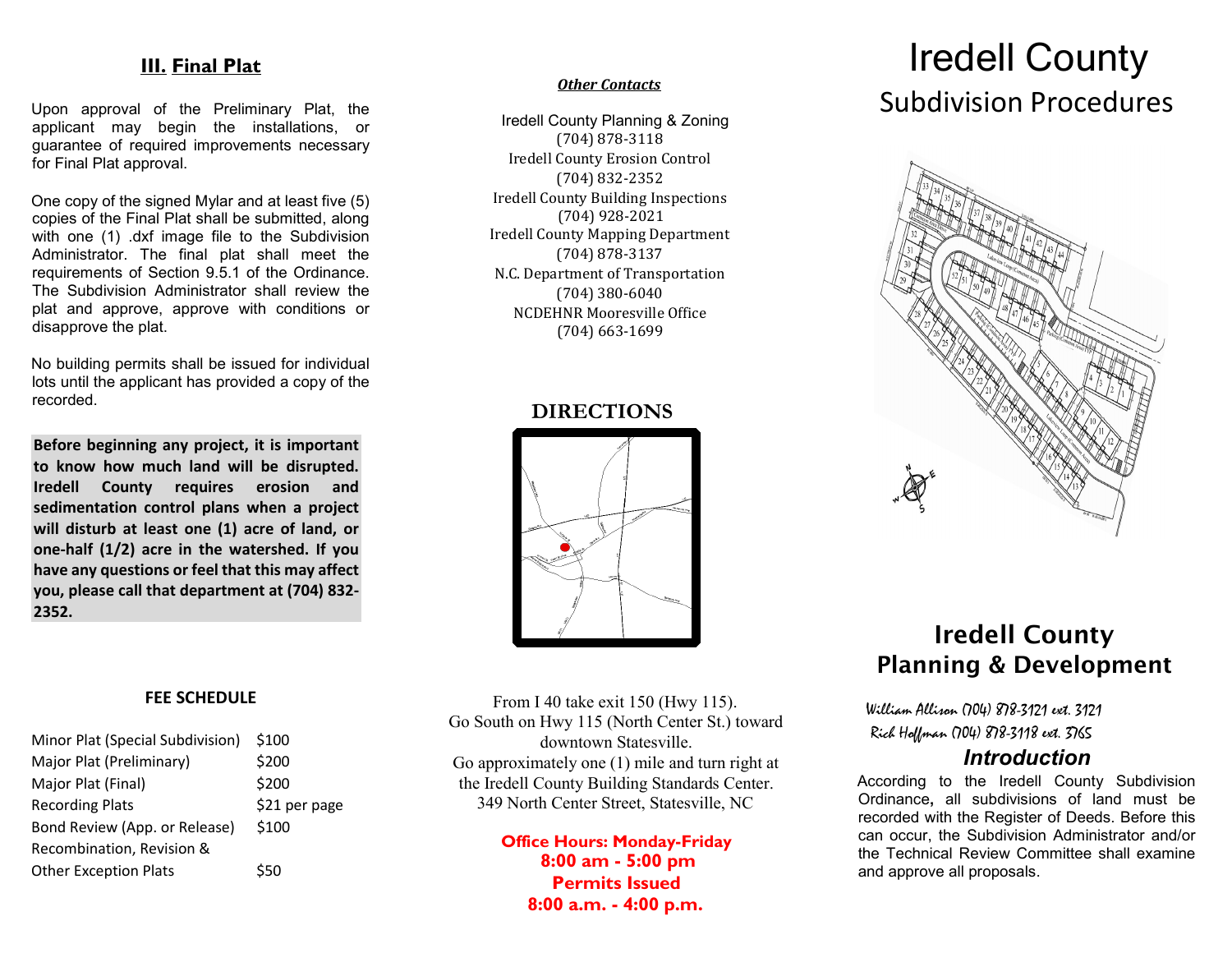## III. Final Plat

Upon approval of the Preliminary Plat, the applicant may begin the installations, or guarantee of required improvements necessary for Final Plat approval.

One copy of the signed Mylar and at least five (5) copies of the Final Plat shall be submitted, along with one (1) .dxf image file to the Subdivision Administrator. The final plat shall meet the requirements of Section 9.5.1 of the Ordinance. The Subdivision Administrator shall review the plat and approve, approve with conditions or disapprove the plat.

No building permits shall be issued for individual lots until the applicant has provided a copy of the recorded.

**Before beginning any project, it is important to know how much land will be disrupted. Iredell County requires erosion and sedimentation control plans when a project will disturb at least one (1) acre of land, or one-half (1/2) acre in the watershed. If you have any questions or feel that this may affect you, please call that department at (704) 832-2352.**

### FEE SCHEDULE

| | |
|---|---|
| Minor Plat (Special Subdivision) | $100 |
| Major Plat (Preliminary) | $200 |
| Major Plat (Final) | $200 |
| Recording Plats | $21 per page |
| Bond Review (App. or Release) | $100 |
| Recombination, Revision & Other Exception Plats | $50 |

***Other Contacts***

Iredell County Planning & Zoning
(704) 878-3118
Iredell County Erosion Control
(704) 832-2352
Iredell County Building Inspections
(704) 928-2021
Iredell County Mapping Department
(704) 878-3137
N.C. Department of Transportation
(704) 380-6040
NCDEHNR Mooresville Office
(704) 663-1699

## DIRECTIONS

From I 40 take exit 150 (Hwy 115). Go South on Hwy 115 (North Center St.) toward downtown Statesville. Go approximately one (1) mile and turn right at the Iredell County Building Standards Center. 349 North Center Street, Statesville, NC

**Office Hours: Monday-Friday**
**8:00 am - 5:00 pm**
**Permits Issued**
**8:00 a.m. - 4:00 p.m.**

# Iredell County
## Subdivision Procedures

## Iredell County Planning & Development

William Allison (704) 878-3121 ext. 3121
Rich Hoffman (704) 878-3118 ext. 3765

### *Introduction*

According to the Iredell County Subdivision Ordinance, all subdivisions of land must be recorded with the Register of Deeds. Before this can occur, the Subdivision Administrator and/or the Technical Review Committee shall examine and approve all proposals.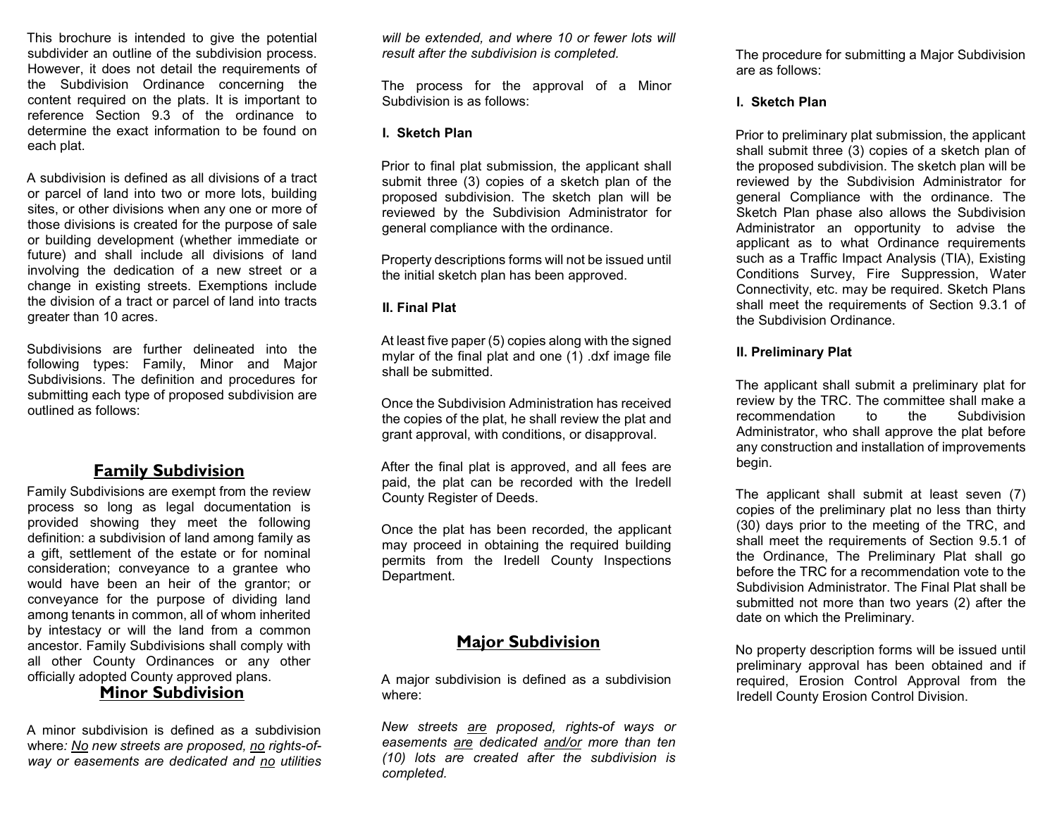This brochure is intended to give the potential subdivider an outline of the subdivision process. However, it does not detail the requirements of the Subdivision Ordinance concerning the content required on the plats. It is important to reference Section 9.3 of the ordinance to determine the exact information to be found on each plat.

A subdivision is defined as all divisions of a tract or parcel of land into two or more lots, building sites, or other divisions when any one or more of those divisions is created for the purpose of sale or building development (whether immediate or future) and shall include all divisions of land involving the dedication of a new street or a change in existing streets. Exemptions include the division of a tract or parcel of land into tracts greater than 10 acres.

Subdivisions are further delineated into the following types: Family, Minor and Major Subdivisions. The definition and procedures for submitting each type of proposed subdivision are outlined as follows:

## Family Subdivision

Family Subdivisions are exempt from the review process so long as legal documentation is provided showing they meet the following definition: a subdivision of land among family as a gift, settlement of the estate or for nominal consideration; conveyance to a grantee who would have been an heir of the grantor; or conveyance for the purpose of dividing land among tenants in common, all of whom inherited by intestacy or will the land from a common ancestor. Family Subdivisions shall comply with all other County Ordinances or any other officially adopted County approved plans.

## Minor Subdivision

A minor subdivision is defined as a subdivision where*: No new streets are proposed, no rights-of-way or easements are dedicated and no utilities will be extended, and where 10 or fewer lots will result after the subdivision is completed.*

The process for the approval of a Minor Subdivision is as follows:

**I. Sketch Plan**

Prior to final plat submission, the applicant shall submit three (3) copies of a sketch plan of the proposed subdivision. The sketch plan will be reviewed by the Subdivision Administrator for general compliance with the ordinance.

Property descriptions forms will not be issued until the initial sketch plan has been approved.

**II. Final Plat**

At least five paper (5) copies along with the signed mylar of the final plat and one (1) .dxf image file shall be submitted.

Once the Subdivision Administration has received the copies of the plat, he shall review the plat and grant approval, with conditions, or disapproval.

After the final plat is approved, and all fees are paid, the plat can be recorded with the Iredell County Register of Deeds.

Once the plat has been recorded, the applicant may proceed in obtaining the required building permits from the Iredell County Inspections Department.

## Major Subdivision

A major subdivision is defined as a subdivision where:

*New streets are proposed, rights-of ways or easements are dedicated and/or more than ten (10) lots are created after the subdivision is completed.*

The procedure for submitting a Major Subdivision are as follows:

**I. Sketch Plan**

Prior to preliminary plat submission, the applicant shall submit three (3) copies of a sketch plan of the proposed subdivision. The sketch plan will be reviewed by the Subdivision Administrator for general Compliance with the ordinance. The Sketch Plan phase also allows the Subdivision Administrator an opportunity to advise the applicant as to what Ordinance requirements such as a Traffic Impact Analysis (TIA), Existing Conditions Survey, Fire Suppression, Water Connectivity, etc. may be required. Sketch Plans shall meet the requirements of Section 9.3.1 of the Subdivision Ordinance.

**II. Preliminary Plat**

The applicant shall submit a preliminary plat for review by the TRC. The committee shall make a recommendation to the Subdivision Administrator, who shall approve the plat before any construction and installation of improvements begin.

The applicant shall submit at least seven (7) copies of the preliminary plat no less than thirty (30) days prior to the meeting of the TRC, and shall meet the requirements of Section 9.5.1 of the Ordinance, The Preliminary Plat shall go before the TRC for a recommendation vote to the Subdivision Administrator. The Final Plat shall be submitted not more than two years (2) after the date on which the Preliminary.

No property description forms will be issued until preliminary approval has been obtained and if required, Erosion Control Approval from the Iredell County Erosion Control Division.